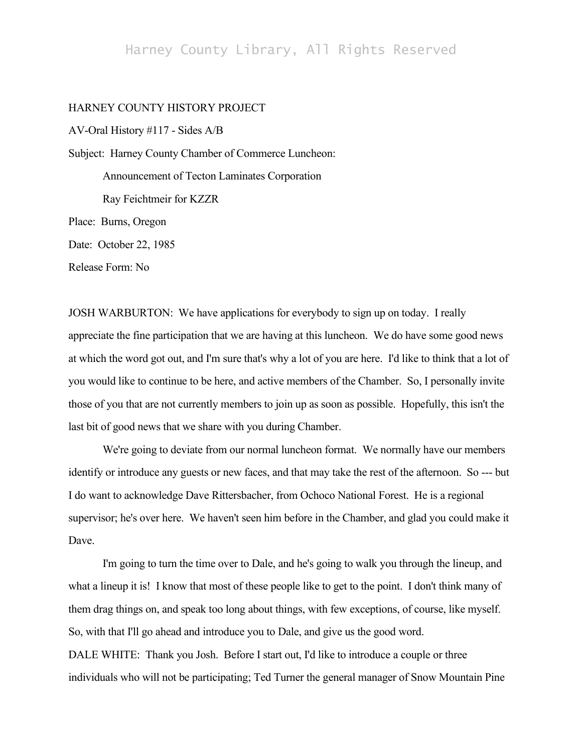HARNEY COUNTY HISTORY PROJECT

AV-Oral History #117 - Sides A/B

Subject: Harney County Chamber of Commerce Luncheon:

Announcement of Tecton Laminates Corporation

Ray Feichtmeir for KZZR

Place: Burns, Oregon

Date: October 22, 1985

Release Form: No

JOSH WARBURTON: We have applications for everybody to sign up on today. I really appreciate the fine participation that we are having at this luncheon. We do have some good news at which the word got out, and I'm sure that's why a lot of you are here. I'd like to think that a lot of you would like to continue to be here, and active members of the Chamber. So, I personally invite those of you that are not currently members to join up as soon as possible. Hopefully, this isn't the last bit of good news that we share with you during Chamber.

We're going to deviate from our normal luncheon format. We normally have our members identify or introduce any guests or new faces, and that may take the rest of the afternoon. So --- but I do want to acknowledge Dave Rittersbacher, from Ochoco National Forest. He is a regional supervisor; he's over here. We haven't seen him before in the Chamber, and glad you could make it Dave.

I'm going to turn the time over to Dale, and he's going to walk you through the lineup, and what a lineup it is! I know that most of these people like to get to the point. I don't think many of them drag things on, and speak too long about things, with few exceptions, of course, like myself. So, with that I'll go ahead and introduce you to Dale, and give us the good word.

DALE WHITE: Thank you Josh. Before I start out, I'd like to introduce a couple or three individuals who will not be participating; Ted Turner the general manager of Snow Mountain Pine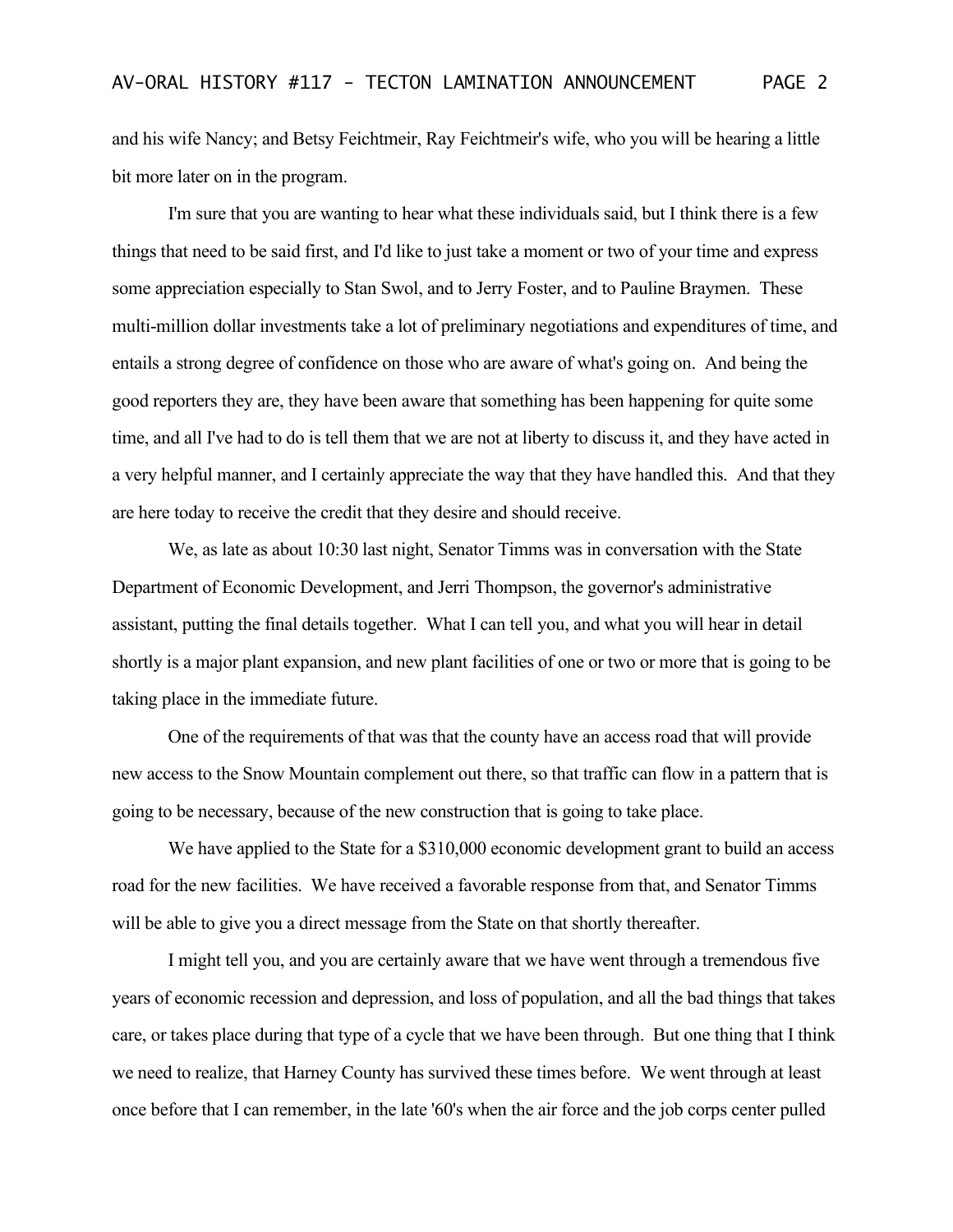and his wife Nancy; and Betsy Feichtmeir, Ray Feichtmeir's wife, who you will be hearing a little bit more later on in the program.

I'm sure that you are wanting to hear what these individuals said, but I think there is a few things that need to be said first, and I'd like to just take a moment or two of your time and express some appreciation especially to Stan Swol, and to Jerry Foster, and to Pauline Braymen. These multi-million dollar investments take a lot of preliminary negotiations and expenditures of time, and entails a strong degree of confidence on those who are aware of what's going on. And being the good reporters they are, they have been aware that something has been happening for quite some time, and all I've had to do is tell them that we are not at liberty to discuss it, and they have acted in a very helpful manner, and I certainly appreciate the way that they have handled this. And that they are here today to receive the credit that they desire and should receive.

We, as late as about 10:30 last night, Senator Timms was in conversation with the State Department of Economic Development, and Jerri Thompson, the governor's administrative assistant, putting the final details together. What I can tell you, and what you will hear in detail shortly is a major plant expansion, and new plant facilities of one or two or more that is going to be taking place in the immediate future.

One of the requirements of that was that the county have an access road that will provide new access to the Snow Mountain complement out there, so that traffic can flow in a pattern that is going to be necessary, because of the new construction that is going to take place.

We have applied to the State for a $310,000 economic development grant to build an access road for the new facilities. We have received a favorable response from that, and Senator Timms will be able to give you a direct message from the State on that shortly thereafter.

I might tell you, and you are certainly aware that we have went through a tremendous five years of economic recession and depression, and loss of population, and all the bad things that takes care, or takes place during that type of a cycle that we have been through. But one thing that I think we need to realize, that Harney County has survived these times before. We went through at least once before that I can remember, in the late '60's when the air force and the job corps center pulled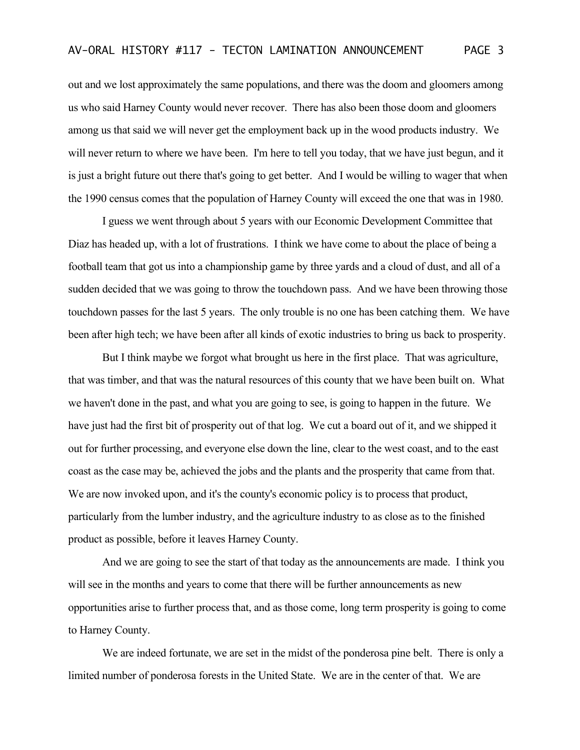out and we lost approximately the same populations, and there was the doom and gloomers among us who said Harney County would never recover. There has also been those doom and gloomers among us that said we will never get the employment back up in the wood products industry. We will never return to where we have been. I'm here to tell you today, that we have just begun, and it is just a bright future out there that's going to get better. And I would be willing to wager that when the 1990 census comes that the population of Harney County will exceed the one that was in 1980.

I guess we went through about 5 years with our Economic Development Committee that Diaz has headed up, with a lot of frustrations. I think we have come to about the place of being a football team that got us into a championship game by three yards and a cloud of dust, and all of a sudden decided that we was going to throw the touchdown pass. And we have been throwing those touchdown passes for the last 5 years. The only trouble is no one has been catching them. We have been after high tech; we have been after all kinds of exotic industries to bring us back to prosperity.

But I think maybe we forgot what brought us here in the first place. That was agriculture, that was timber, and that was the natural resources of this county that we have been built on. What we haven't done in the past, and what you are going to see, is going to happen in the future. We have just had the first bit of prosperity out of that log. We cut a board out of it, and we shipped it out for further processing, and everyone else down the line, clear to the west coast, and to the east coast as the case may be, achieved the jobs and the plants and the prosperity that came from that. We are now invoked upon, and it's the county's economic policy is to process that product, particularly from the lumber industry, and the agriculture industry to as close as to the finished product as possible, before it leaves Harney County.

And we are going to see the start of that today as the announcements are made. I think you will see in the months and years to come that there will be further announcements as new opportunities arise to further process that, and as those come, long term prosperity is going to come to Harney County.

We are indeed fortunate, we are set in the midst of the ponderosa pine belt. There is only a limited number of ponderosa forests in the United State. We are in the center of that. We are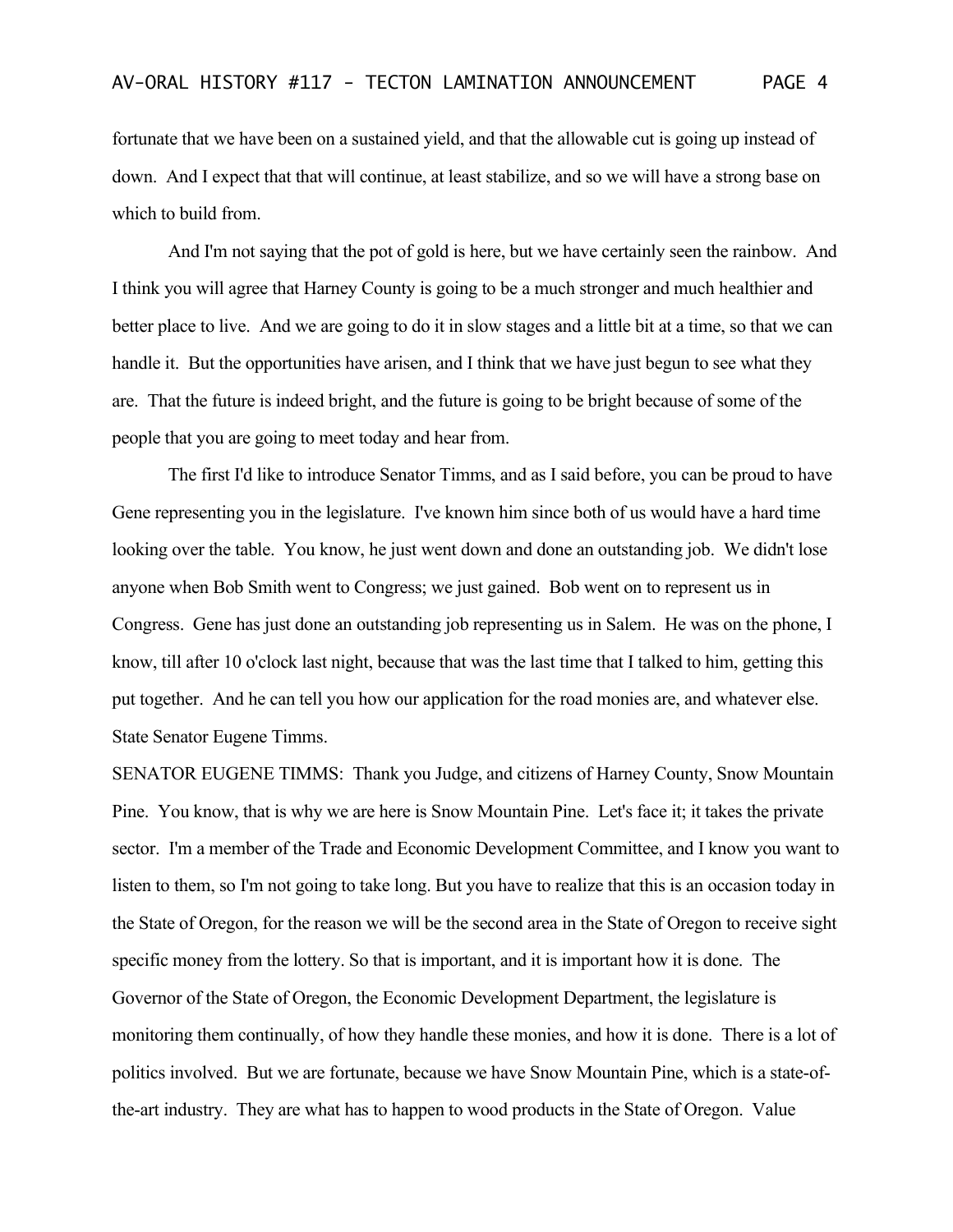fortunate that we have been on a sustained yield, and that the allowable cut is going up instead of down. And I expect that that will continue, at least stabilize, and so we will have a strong base on which to build from.

And I'm not saying that the pot of gold is here, but we have certainly seen the rainbow. And I think you will agree that Harney County is going to be a much stronger and much healthier and better place to live. And we are going to do it in slow stages and a little bit at a time, so that we can handle it. But the opportunities have arisen, and I think that we have just begun to see what they are. That the future is indeed bright, and the future is going to be bright because of some of the people that you are going to meet today and hear from.

The first I'd like to introduce Senator Timms, and as I said before, you can be proud to have Gene representing you in the legislature. I've known him since both of us would have a hard time looking over the table. You know, he just went down and done an outstanding job. We didn't lose anyone when Bob Smith went to Congress; we just gained. Bob went on to represent us in Congress. Gene has just done an outstanding job representing us in Salem. He was on the phone, I know, till after 10 o'clock last night, because that was the last time that I talked to him, getting this put together. And he can tell you how our application for the road monies are, and whatever else. State Senator Eugene Timms.

SENATOR EUGENE TIMMS: Thank you Judge, and citizens of Harney County, Snow Mountain Pine. You know, that is why we are here is Snow Mountain Pine. Let's face it; it takes the private sector. I'm a member of the Trade and Economic Development Committee, and I know you want to listen to them, so I'm not going to take long. But you have to realize that this is an occasion today in the State of Oregon, for the reason we will be the second area in the State of Oregon to receive sight specific money from the lottery. So that is important, and it is important how it is done. The Governor of the State of Oregon, the Economic Development Department, the legislature is monitoring them continually, of how they handle these monies, and how it is done. There is a lot of politics involved. But we are fortunate, because we have Snow Mountain Pine, which is a state-of-the-art industry. They are what has to happen to wood products in the State of Oregon. Value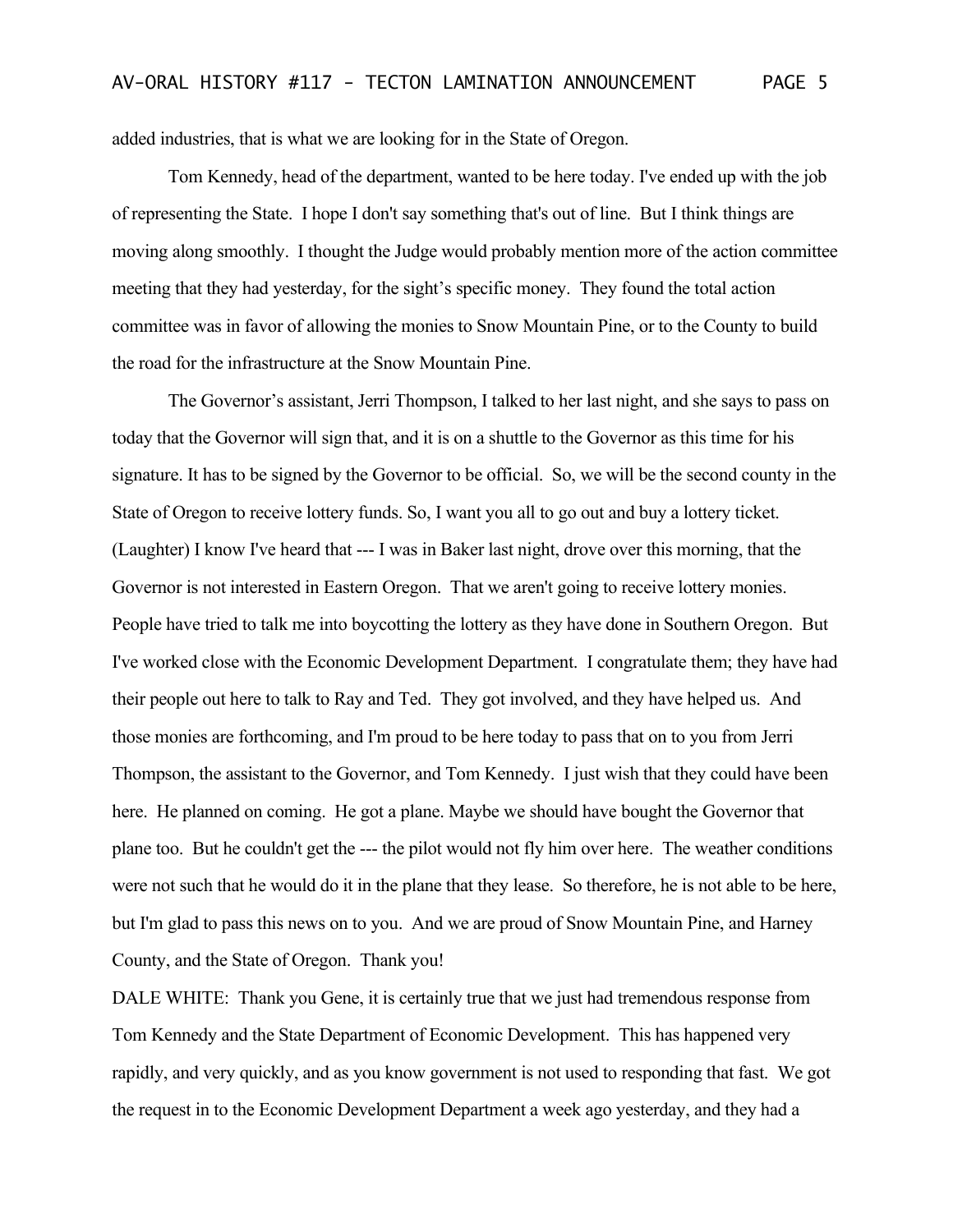added industries, that is what we are looking for in the State of Oregon.

Tom Kennedy, head of the department, wanted to be here today. I've ended up with the job of representing the State. I hope I don't say something that's out of line. But I think things are moving along smoothly. I thought the Judge would probably mention more of the action committee meeting that they had yesterday, for the sight's specific money. They found the total action committee was in favor of allowing the monies to Snow Mountain Pine, or to the County to build the road for the infrastructure at the Snow Mountain Pine.

The Governor's assistant, Jerri Thompson, I talked to her last night, and she says to pass on today that the Governor will sign that, and it is on a shuttle to the Governor as this time for his signature. It has to be signed by the Governor to be official. So, we will be the second county in the State of Oregon to receive lottery funds. So, I want you all to go out and buy a lottery ticket. (Laughter) I know I've heard that --- I was in Baker last night, drove over this morning, that the Governor is not interested in Eastern Oregon. That we aren't going to receive lottery monies. People have tried to talk me into boycotting the lottery as they have done in Southern Oregon. But I've worked close with the Economic Development Department. I congratulate them; they have had their people out here to talk to Ray and Ted. They got involved, and they have helped us. And those monies are forthcoming, and I'm proud to be here today to pass that on to you from Jerri Thompson, the assistant to the Governor, and Tom Kennedy. I just wish that they could have been here. He planned on coming. He got a plane. Maybe we should have bought the Governor that plane too. But he couldn't get the --- the pilot would not fly him over here. The weather conditions were not such that he would do it in the plane that they lease. So therefore, he is not able to be here, but I'm glad to pass this news on to you. And we are proud of Snow Mountain Pine, and Harney County, and the State of Oregon. Thank you!

DALE WHITE: Thank you Gene, it is certainly true that we just had tremendous response from Tom Kennedy and the State Department of Economic Development. This has happened very rapidly, and very quickly, and as you know government is not used to responding that fast. We got the request in to the Economic Development Department a week ago yesterday, and they had a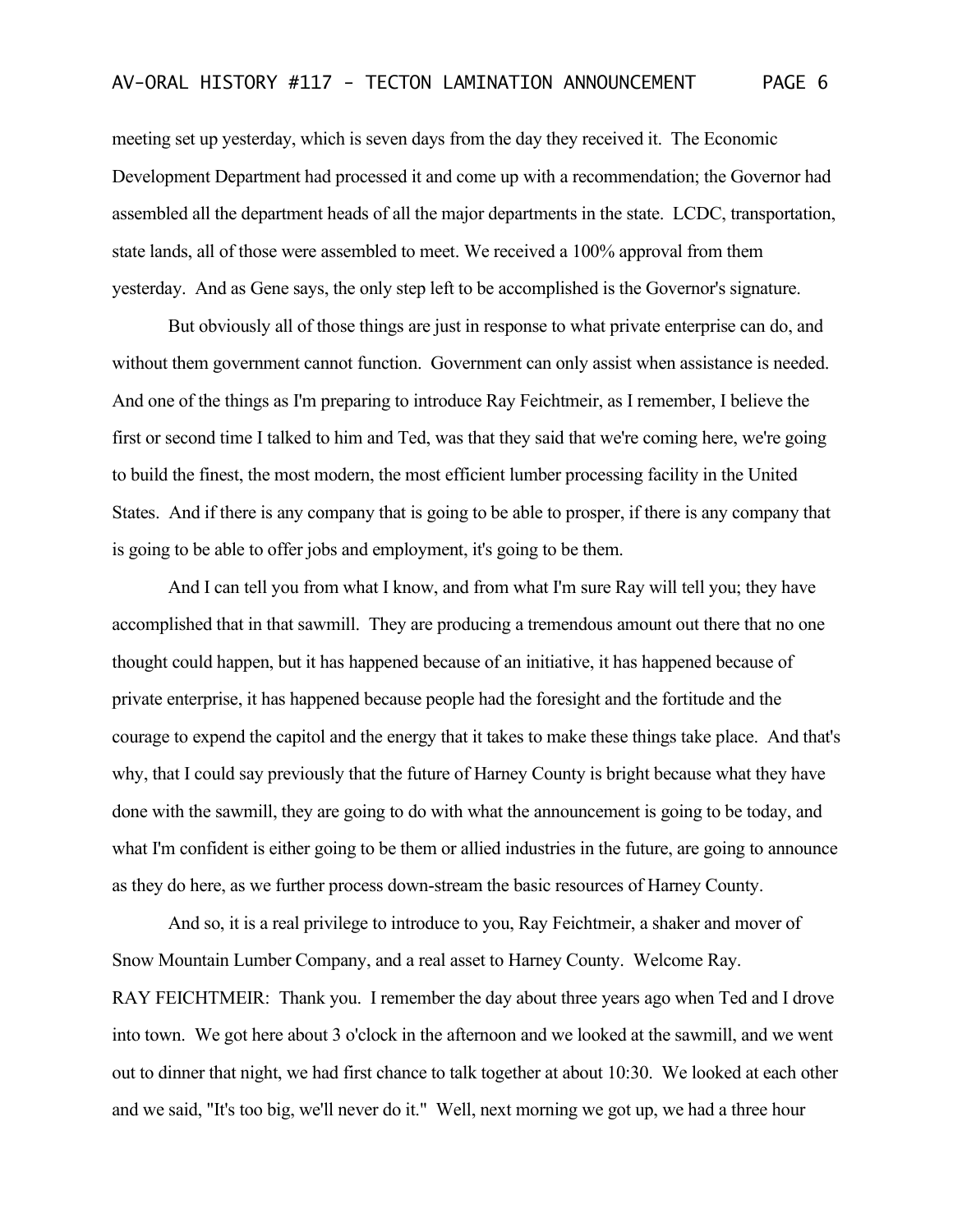meeting set up yesterday, which is seven days from the day they received it. The Economic Development Department had processed it and come up with a recommendation; the Governor had assembled all the department heads of all the major departments in the state. LCDC, transportation, state lands, all of those were assembled to meet. We received a 100% approval from them yesterday. And as Gene says, the only step left to be accomplished is the Governor's signature.

But obviously all of those things are just in response to what private enterprise can do, and without them government cannot function. Government can only assist when assistance is needed. And one of the things as I'm preparing to introduce Ray Feichtmeir, as I remember, I believe the first or second time I talked to him and Ted, was that they said that we're coming here, we're going to build the finest, the most modern, the most efficient lumber processing facility in the United States. And if there is any company that is going to be able to prosper, if there is any company that is going to be able to offer jobs and employment, it's going to be them.

And I can tell you from what I know, and from what I'm sure Ray will tell you; they have accomplished that in that sawmill. They are producing a tremendous amount out there that no one thought could happen, but it has happened because of an initiative, it has happened because of private enterprise, it has happened because people had the foresight and the fortitude and the courage to expend the capitol and the energy that it takes to make these things take place. And that's why, that I could say previously that the future of Harney County is bright because what they have done with the sawmill, they are going to do with what the announcement is going to be today, and what I'm confident is either going to be them or allied industries in the future, are going to announce as they do here, as we further process down-stream the basic resources of Harney County.

And so, it is a real privilege to introduce to you, Ray Feichtmeir, a shaker and mover of Snow Mountain Lumber Company, and a real asset to Harney County. Welcome Ray.

RAY FEICHTMEIR: Thank you. I remember the day about three years ago when Ted and I drove into town. We got here about 3 o'clock in the afternoon and we looked at the sawmill, and we went out to dinner that night, we had first chance to talk together at about 10:30. We looked at each other and we said, "It's too big, we'll never do it." Well, next morning we got up, we had a three hour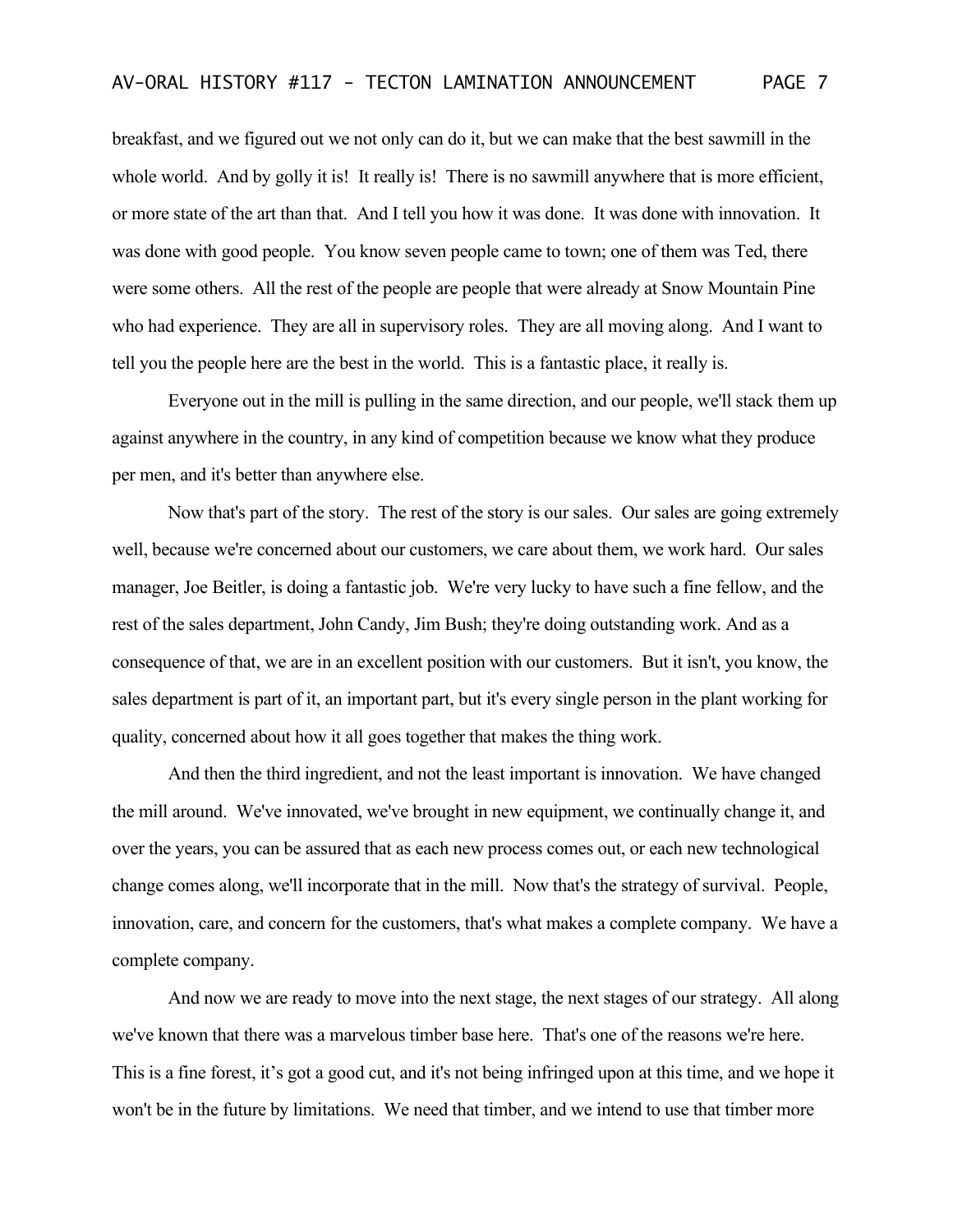breakfast, and we figured out we not only can do it, but we can make that the best sawmill in the whole world. And by golly it is! It really is! There is no sawmill anywhere that is more efficient, or more state of the art than that. And I tell you how it was done. It was done with innovation. It was done with good people. You know seven people came to town; one of them was Ted, there were some others. All the rest of the people are people that were already at Snow Mountain Pine who had experience. They are all in supervisory roles. They are all moving along. And I want to tell you the people here are the best in the world. This is a fantastic place, it really is.

Everyone out in the mill is pulling in the same direction, and our people, we'll stack them up against anywhere in the country, in any kind of competition because we know what they produce per men, and it's better than anywhere else.

Now that's part of the story. The rest of the story is our sales. Our sales are going extremely well, because we're concerned about our customers, we care about them, we work hard. Our sales manager, Joe Beitler, is doing a fantastic job. We're very lucky to have such a fine fellow, and the rest of the sales department, John Candy, Jim Bush; they're doing outstanding work. And as a consequence of that, we are in an excellent position with our customers. But it isn't, you know, the sales department is part of it, an important part, but it's every single person in the plant working for quality, concerned about how it all goes together that makes the thing work.

And then the third ingredient, and not the least important is innovation. We have changed the mill around. We've innovated, we've brought in new equipment, we continually change it, and over the years, you can be assured that as each new process comes out, or each new technological change comes along, we'll incorporate that in the mill. Now that's the strategy of survival. People, innovation, care, and concern for the customers, that's what makes a complete company. We have a complete company.

And now we are ready to move into the next stage, the next stages of our strategy. All along we've known that there was a marvelous timber base here. That's one of the reasons we're here. This is a fine forest, it's got a good cut, and it's not being infringed upon at this time, and we hope it won't be in the future by limitations. We need that timber, and we intend to use that timber more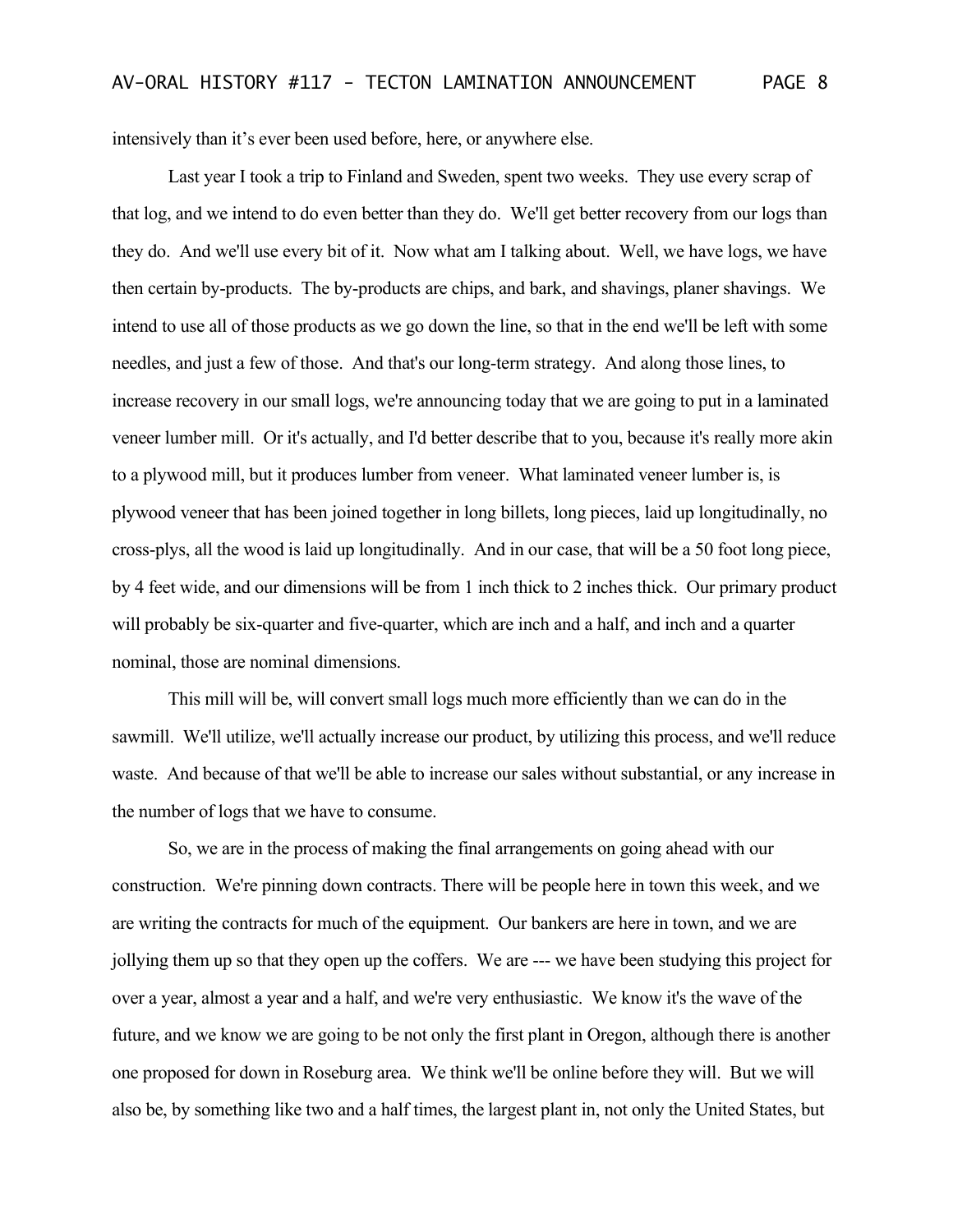intensively than it's ever been used before, here, or anywhere else.

Last year I took a trip to Finland and Sweden, spent two weeks. They use every scrap of that log, and we intend to do even better than they do. We'll get better recovery from our logs than they do. And we'll use every bit of it. Now what am I talking about. Well, we have logs, we have then certain by-products. The by-products are chips, and bark, and shavings, planer shavings. We intend to use all of those products as we go down the line, so that in the end we'll be left with some needles, and just a few of those. And that's our long-term strategy. And along those lines, to increase recovery in our small logs, we're announcing today that we are going to put in a laminated veneer lumber mill. Or it's actually, and I'd better describe that to you, because it's really more akin to a plywood mill, but it produces lumber from veneer. What laminated veneer lumber is, is plywood veneer that has been joined together in long billets, long pieces, laid up longitudinally, no cross-plys, all the wood is laid up longitudinally. And in our case, that will be a 50 foot long piece, by 4 feet wide, and our dimensions will be from 1 inch thick to 2 inches thick. Our primary product will probably be six-quarter and five-quarter, which are inch and a half, and inch and a quarter nominal, those are nominal dimensions.

This mill will be, will convert small logs much more efficiently than we can do in the sawmill. We'll utilize, we'll actually increase our product, by utilizing this process, and we'll reduce waste. And because of that we'll be able to increase our sales without substantial, or any increase in the number of logs that we have to consume.

So, we are in the process of making the final arrangements on going ahead with our construction. We're pinning down contracts. There will be people here in town this week, and we are writing the contracts for much of the equipment. Our bankers are here in town, and we are jollying them up so that they open up the coffers. We are --- we have been studying this project for over a year, almost a year and a half, and we're very enthusiastic. We know it's the wave of the future, and we know we are going to be not only the first plant in Oregon, although there is another one proposed for down in Roseburg area. We think we'll be online before they will. But we will also be, by something like two and a half times, the largest plant in, not only the United States, but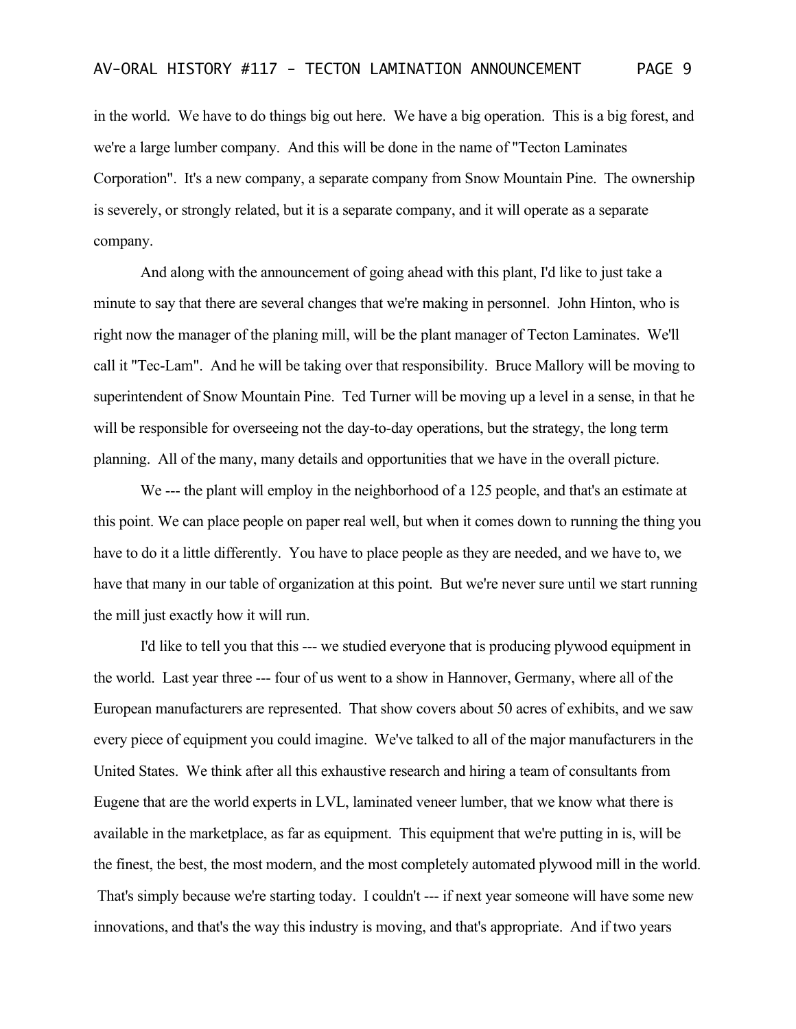in the world. We have to do things big out here. We have a big operation. This is a big forest, and we're a large lumber company. And this will be done in the name of "Tecton Laminates Corporation". It's a new company, a separate company from Snow Mountain Pine. The ownership is severely, or strongly related, but it is a separate company, and it will operate as a separate company.

And along with the announcement of going ahead with this plant, I'd like to just take a minute to say that there are several changes that we're making in personnel. John Hinton, who is right now the manager of the planing mill, will be the plant manager of Tecton Laminates. We'll call it "Tec-Lam". And he will be taking over that responsibility. Bruce Mallory will be moving to superintendent of Snow Mountain Pine. Ted Turner will be moving up a level in a sense, in that he will be responsible for overseeing not the day-to-day operations, but the strategy, the long term planning. All of the many, many details and opportunities that we have in the overall picture.

We --- the plant will employ in the neighborhood of a 125 people, and that's an estimate at this point. We can place people on paper real well, but when it comes down to running the thing you have to do it a little differently. You have to place people as they are needed, and we have to, we have that many in our table of organization at this point. But we're never sure until we start running the mill just exactly how it will run.

I'd like to tell you that this --- we studied everyone that is producing plywood equipment in the world. Last year three --- four of us went to a show in Hannover, Germany, where all of the European manufacturers are represented. That show covers about 50 acres of exhibits, and we saw every piece of equipment you could imagine. We've talked to all of the major manufacturers in the United States. We think after all this exhaustive research and hiring a team of consultants from Eugene that are the world experts in LVL, laminated veneer lumber, that we know what there is available in the marketplace, as far as equipment. This equipment that we're putting in is, will be the finest, the best, the most modern, and the most completely automated plywood mill in the world. That's simply because we're starting today. I couldn't --- if next year someone will have some new innovations, and that's the way this industry is moving, and that's appropriate. And if two years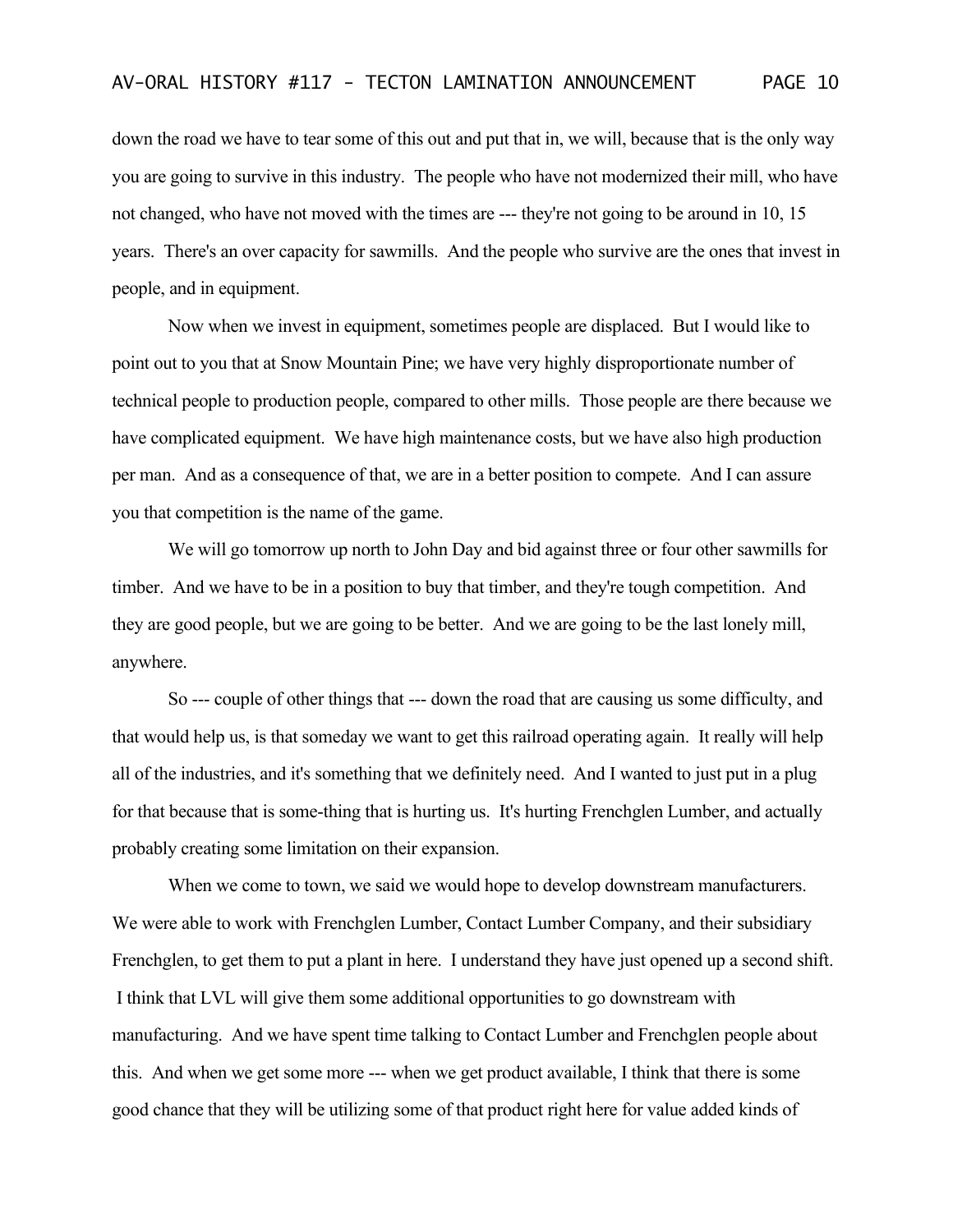down the road we have to tear some of this out and put that in, we will, because that is the only way you are going to survive in this industry. The people who have not modernized their mill, who have not changed, who have not moved with the times are --- they're not going to be around in 10, 15 years. There's an over capacity for sawmills. And the people who survive are the ones that invest in people, and in equipment.

Now when we invest in equipment, sometimes people are displaced. But I would like to point out to you that at Snow Mountain Pine; we have very highly disproportionate number of technical people to production people, compared to other mills. Those people are there because we have complicated equipment. We have high maintenance costs, but we have also high production per man. And as a consequence of that, we are in a better position to compete. And I can assure you that competition is the name of the game.

We will go tomorrow up north to John Day and bid against three or four other sawmills for timber. And we have to be in a position to buy that timber, and they're tough competition. And they are good people, but we are going to be better. And we are going to be the last lonely mill, anywhere.

So --- couple of other things that --- down the road that are causing us some difficulty, and that would help us, is that someday we want to get this railroad operating again. It really will help all of the industries, and it's something that we definitely need. And I wanted to just put in a plug for that because that is some-thing that is hurting us. It's hurting Frenchglen Lumber, and actually probably creating some limitation on their expansion.

When we come to town, we said we would hope to develop downstream manufacturers. We were able to work with Frenchglen Lumber, Contact Lumber Company, and their subsidiary Frenchglen, to get them to put a plant in here. I understand they have just opened up a second shift. I think that LVL will give them some additional opportunities to go downstream with manufacturing. And we have spent time talking to Contact Lumber and Frenchglen people about this. And when we get some more --- when we get product available, I think that there is some good chance that they will be utilizing some of that product right here for value added kinds of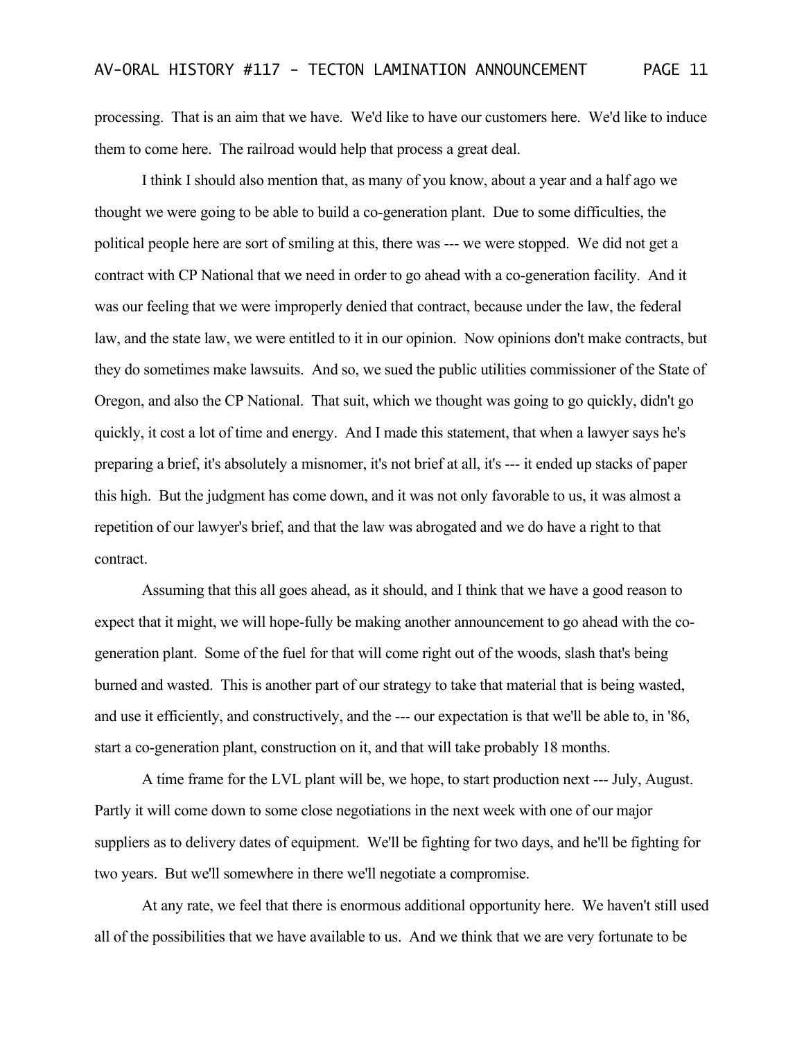processing. That is an aim that we have. We'd like to have our customers here. We'd like to induce them to come here. The railroad would help that process a great deal.

I think I should also mention that, as many of you know, about a year and a half ago we thought we were going to be able to build a co-generation plant. Due to some difficulties, the political people here are sort of smiling at this, there was --- we were stopped. We did not get a contract with CP National that we need in order to go ahead with a co-generation facility. And it was our feeling that we were improperly denied that contract, because under the law, the federal law, and the state law, we were entitled to it in our opinion. Now opinions don't make contracts, but they do sometimes make lawsuits. And so, we sued the public utilities commissioner of the State of Oregon, and also the CP National. That suit, which we thought was going to go quickly, didn't go quickly, it cost a lot of time and energy. And I made this statement, that when a lawyer says he's preparing a brief, it's absolutely a misnomer, it's not brief at all, it's --- it ended up stacks of paper this high. But the judgment has come down, and it was not only favorable to us, it was almost a repetition of our lawyer's brief, and that the law was abrogated and we do have a right to that contract.

Assuming that this all goes ahead, as it should, and I think that we have a good reason to expect that it might, we will hope-fully be making another announcement to go ahead with the co-generation plant. Some of the fuel for that will come right out of the woods, slash that's being burned and wasted. This is another part of our strategy to take that material that is being wasted, and use it efficiently, and constructively, and the --- our expectation is that we'll be able to, in '86, start a co-generation plant, construction on it, and that will take probably 18 months.

A time frame for the LVL plant will be, we hope, to start production next --- July, August. Partly it will come down to some close negotiations in the next week with one of our major suppliers as to delivery dates of equipment. We'll be fighting for two days, and he'll be fighting for two years. But we'll somewhere in there we'll negotiate a compromise.

At any rate, we feel that there is enormous additional opportunity here. We haven't still used all of the possibilities that we have available to us. And we think that we are very fortunate to be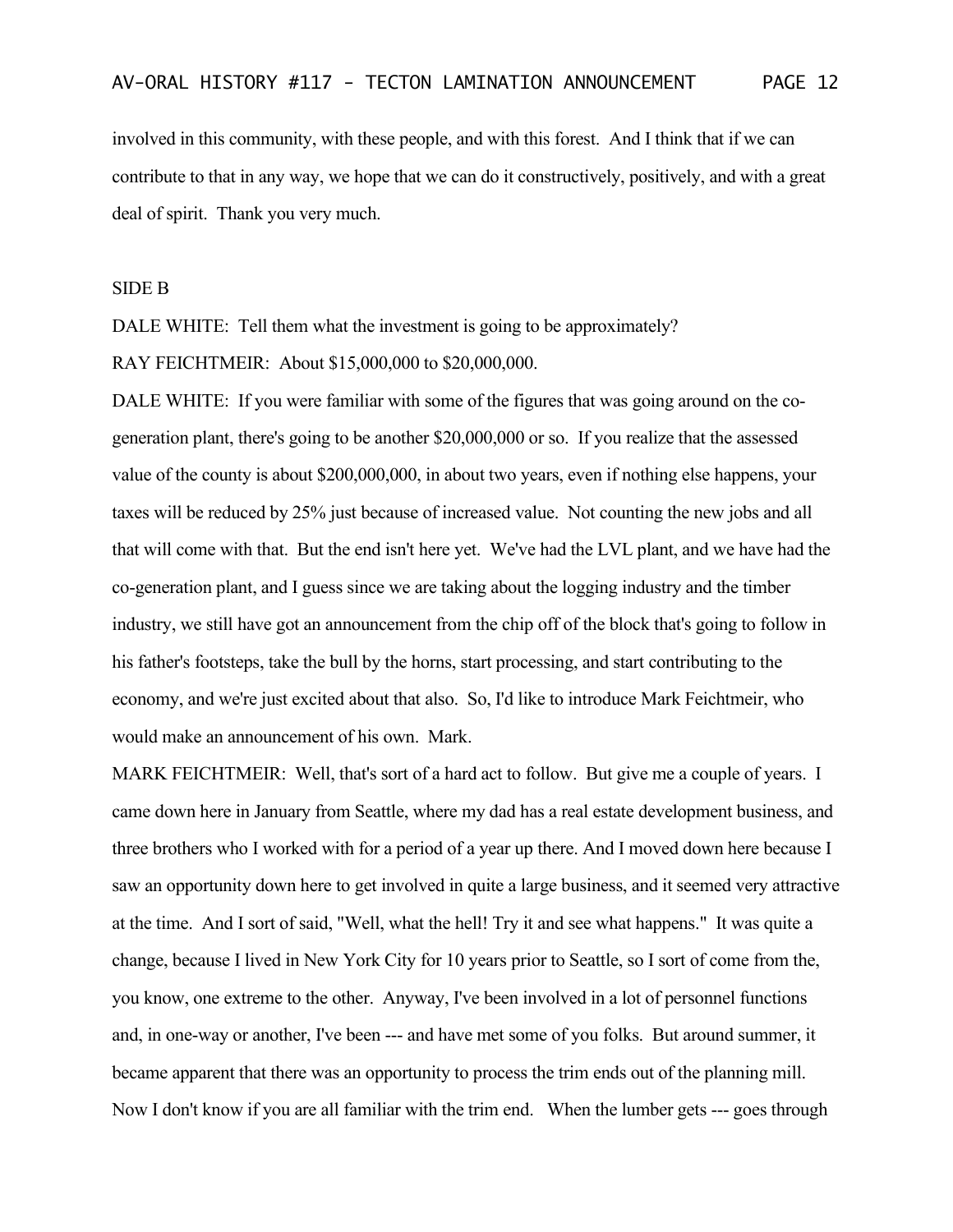involved in this community, with these people, and with this forest. And I think that if we can contribute to that in any way, we hope that we can do it constructively, positively, and with a great deal of spirit. Thank you very much.

SIDE B

DALE WHITE: Tell them what the investment is going to be approximately?

RAY FEICHTMEIR: About $15,000,000 to $20,000,000.

DALE WHITE: If you were familiar with some of the figures that was going around on the co-generation plant, there's going to be another $20,000,000 or so. If you realize that the assessed value of the county is about $200,000,000, in about two years, even if nothing else happens, your taxes will be reduced by 25% just because of increased value. Not counting the new jobs and all that will come with that. But the end isn't here yet. We've had the LVL plant, and we have had the co-generation plant, and I guess since we are taking about the logging industry and the timber industry, we still have got an announcement from the chip off of the block that's going to follow in his father's footsteps, take the bull by the horns, start processing, and start contributing to the economy, and we're just excited about that also. So, I'd like to introduce Mark Feichtmeir, who would make an announcement of his own. Mark.

MARK FEICHTMEIR: Well, that's sort of a hard act to follow. But give me a couple of years. I came down here in January from Seattle, where my dad has a real estate development business, and three brothers who I worked with for a period of a year up there. And I moved down here because I saw an opportunity down here to get involved in quite a large business, and it seemed very attractive at the time. And I sort of said, "Well, what the hell! Try it and see what happens." It was quite a change, because I lived in New York City for 10 years prior to Seattle, so I sort of come from the, you know, one extreme to the other. Anyway, I've been involved in a lot of personnel functions and, in one-way or another, I've been --- and have met some of you folks. But around summer, it became apparent that there was an opportunity to process the trim ends out of the planning mill. Now I don't know if you are all familiar with the trim end. When the lumber gets --- goes through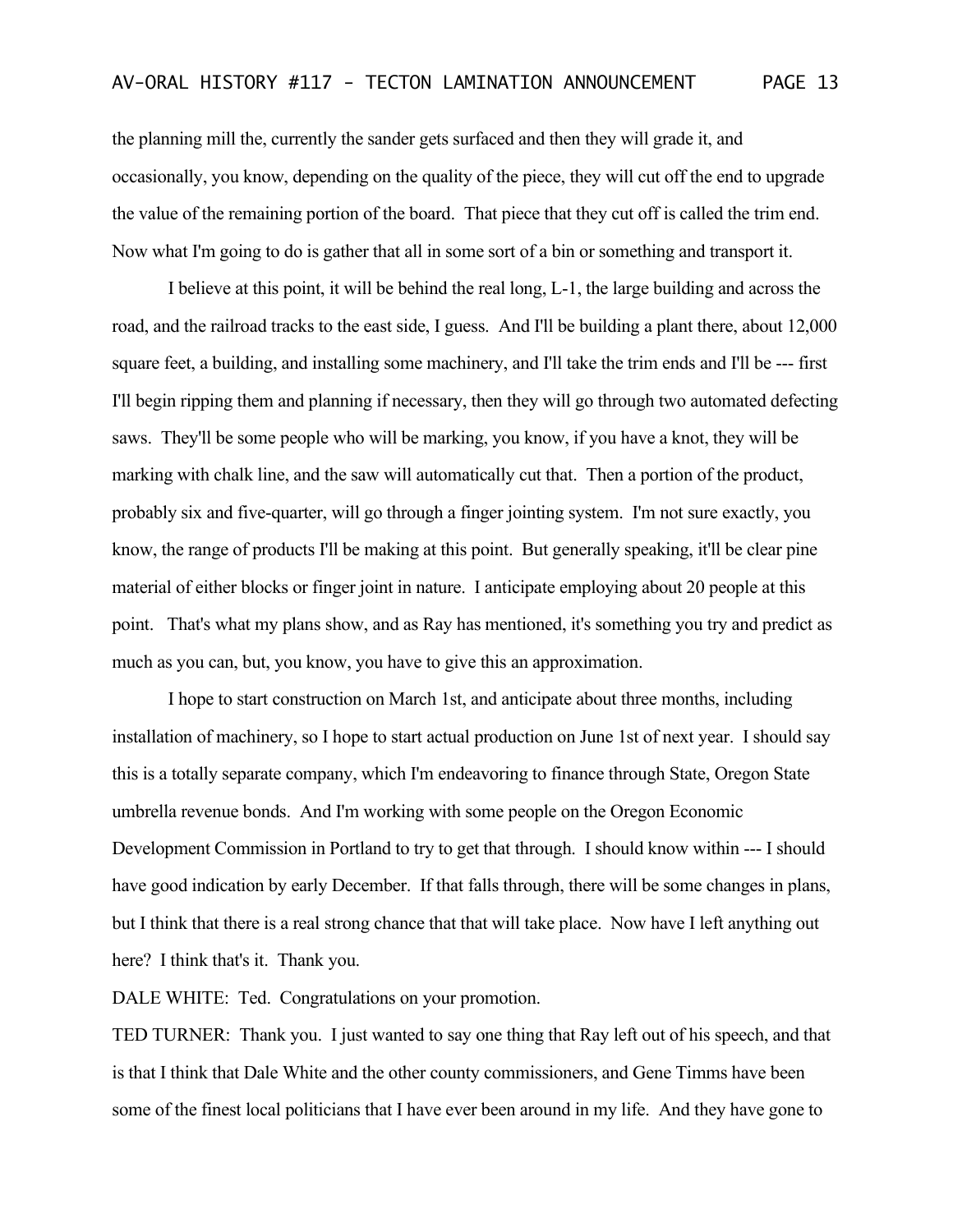the planning mill the, currently the sander gets surfaced and then they will grade it, and occasionally, you know, depending on the quality of the piece, they will cut off the end to upgrade the value of the remaining portion of the board. That piece that they cut off is called the trim end. Now what I'm going to do is gather that all in some sort of a bin or something and transport it.

I believe at this point, it will be behind the real long, L-1, the large building and across the road, and the railroad tracks to the east side, I guess. And I'll be building a plant there, about 12,000 square feet, a building, and installing some machinery, and I'll take the trim ends and I'll be --- first I'll begin ripping them and planning if necessary, then they will go through two automated defecting saws. They'll be some people who will be marking, you know, if you have a knot, they will be marking with chalk line, and the saw will automatically cut that. Then a portion of the product, probably six and five-quarter, will go through a finger jointing system. I'm not sure exactly, you know, the range of products I'll be making at this point. But generally speaking, it'll be clear pine material of either blocks or finger joint in nature. I anticipate employing about 20 people at this point. That's what my plans show, and as Ray has mentioned, it's something you try and predict as much as you can, but, you know, you have to give this an approximation.

I hope to start construction on March 1st, and anticipate about three months, including installation of machinery, so I hope to start actual production on June 1st of next year. I should say this is a totally separate company, which I'm endeavoring to finance through State, Oregon State umbrella revenue bonds. And I'm working with some people on the Oregon Economic Development Commission in Portland to try to get that through. I should know within --- I should have good indication by early December. If that falls through, there will be some changes in plans, but I think that there is a real strong chance that that will take place. Now have I left anything out here? I think that's it. Thank you.

DALE WHITE: Ted. Congratulations on your promotion.

TED TURNER: Thank you. I just wanted to say one thing that Ray left out of his speech, and that is that I think that Dale White and the other county commissioners, and Gene Timms have been some of the finest local politicians that I have ever been around in my life. And they have gone to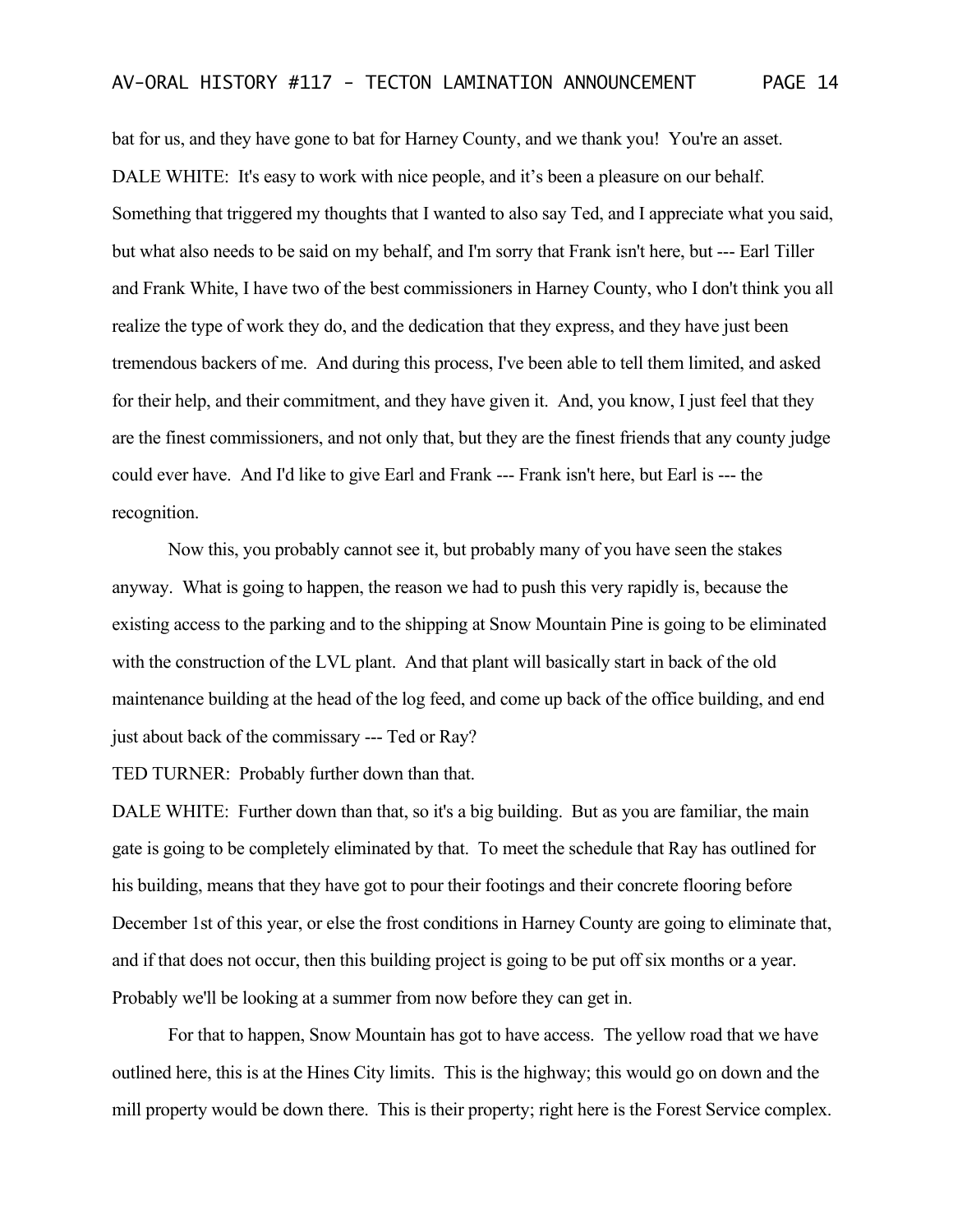bat for us, and they have gone to bat for Harney County, and we thank you! You're an asset.

DALE WHITE: It's easy to work with nice people, and it’s been a pleasure on our behalf. Something that triggered my thoughts that I wanted to also say Ted, and I appreciate what you said, but what also needs to be said on my behalf, and I'm sorry that Frank isn't here, but --- Earl Tiller and Frank White, I have two of the best commissioners in Harney County, who I don't think you all realize the type of work they do, and the dedication that they express, and they have just been tremendous backers of me. And during this process, I've been able to tell them limited, and asked for their help, and their commitment, and they have given it. And, you know, I just feel that they are the finest commissioners, and not only that, but they are the finest friends that any county judge could ever have. And I'd like to give Earl and Frank --- Frank isn't here, but Earl is --- the recognition.

Now this, you probably cannot see it, but probably many of you have seen the stakes anyway. What is going to happen, the reason we had to push this very rapidly is, because the existing access to the parking and to the shipping at Snow Mountain Pine is going to be eliminated with the construction of the LVL plant. And that plant will basically start in back of the old maintenance building at the head of the log feed, and come up back of the office building, and end just about back of the commissary --- Ted or Ray?

TED TURNER: Probably further down than that.

DALE WHITE: Further down than that, so it's a big building. But as you are familiar, the main gate is going to be completely eliminated by that. To meet the schedule that Ray has outlined for his building, means that they have got to pour their footings and their concrete flooring before December 1st of this year, or else the frost conditions in Harney County are going to eliminate that, and if that does not occur, then this building project is going to be put off six months or a year. Probably we'll be looking at a summer from now before they can get in.

For that to happen, Snow Mountain has got to have access. The yellow road that we have outlined here, this is at the Hines City limits. This is the highway; this would go on down and the mill property would be down there. This is their property; right here is the Forest Service complex.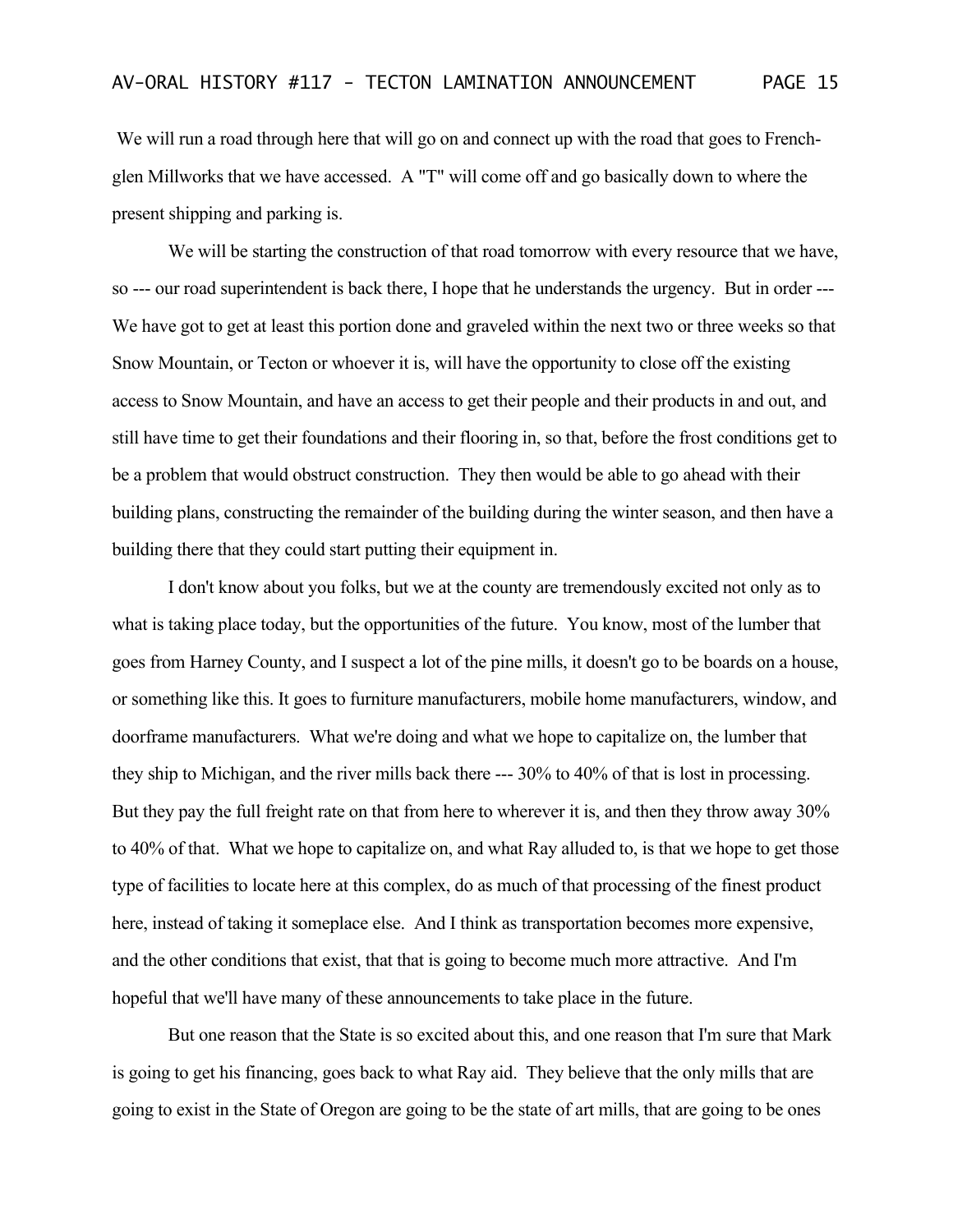We will run a road through here that will go on and connect up with the road that goes to Frenchglen Millworks that we have accessed. A "T" will come off and go basically down to where the present shipping and parking is.

We will be starting the construction of that road tomorrow with every resource that we have, so --- our road superintendent is back there, I hope that he understands the urgency. But in order --- We have got to get at least this portion done and graveled within the next two or three weeks so that Snow Mountain, or Tecton or whoever it is, will have the opportunity to close off the existing access to Snow Mountain, and have an access to get their people and their products in and out, and still have time to get their foundations and their flooring in, so that, before the frost conditions get to be a problem that would obstruct construction. They then would be able to go ahead with their building plans, constructing the remainder of the building during the winter season, and then have a building there that they could start putting their equipment in.

I don't know about you folks, but we at the county are tremendously excited not only as to what is taking place today, but the opportunities of the future. You know, most of the lumber that goes from Harney County, and I suspect a lot of the pine mills, it doesn't go to be boards on a house, or something like this. It goes to furniture manufacturers, mobile home manufacturers, window, and doorframe manufacturers. What we're doing and what we hope to capitalize on, the lumber that they ship to Michigan, and the river mills back there --- 30% to 40% of that is lost in processing. But they pay the full freight rate on that from here to wherever it is, and then they throw away 30% to 40% of that. What we hope to capitalize on, and what Ray alluded to, is that we hope to get those type of facilities to locate here at this complex, do as much of that processing of the finest product here, instead of taking it someplace else. And I think as transportation becomes more expensive, and the other conditions that exist, that that is going to become much more attractive. And I'm hopeful that we'll have many of these announcements to take place in the future.

But one reason that the State is so excited about this, and one reason that I'm sure that Mark is going to get his financing, goes back to what Ray aid. They believe that the only mills that are going to exist in the State of Oregon are going to be the state of art mills, that are going to be ones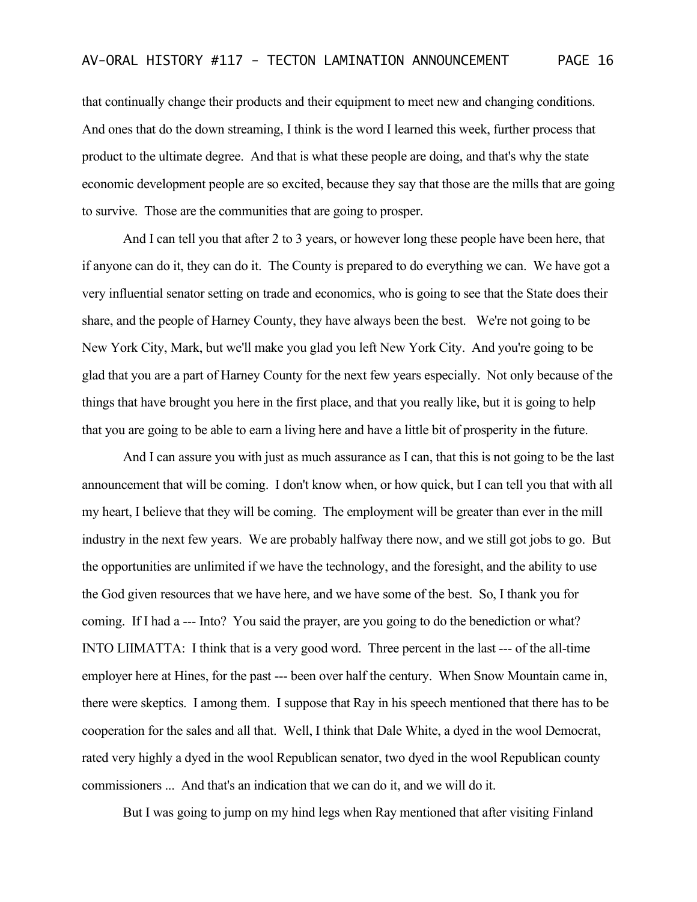that continually change their products and their equipment to meet new and changing conditions. And ones that do the down streaming, I think is the word I learned this week, further process that product to the ultimate degree. And that is what these people are doing, and that's why the state economic development people are so excited, because they say that those are the mills that are going to survive. Those are the communities that are going to prosper.

And I can tell you that after 2 to 3 years, or however long these people have been here, that if anyone can do it, they can do it. The County is prepared to do everything we can. We have got a very influential senator setting on trade and economics, who is going to see that the State does their share, and the people of Harney County, they have always been the best. We're not going to be New York City, Mark, but we'll make you glad you left New York City. And you're going to be glad that you are a part of Harney County for the next few years especially. Not only because of the things that have brought you here in the first place, and that you really like, but it is going to help that you are going to be able to earn a living here and have a little bit of prosperity in the future.

And I can assure you with just as much assurance as I can, that this is not going to be the last announcement that will be coming. I don't know when, or how quick, but I can tell you that with all my heart, I believe that they will be coming. The employment will be greater than ever in the mill industry in the next few years. We are probably halfway there now, and we still got jobs to go. But the opportunities are unlimited if we have the technology, and the foresight, and the ability to use the God given resources that we have here, and we have some of the best. So, I thank you for coming. If I had a --- Into? You said the prayer, are you going to do the benediction or what?

INTO LIIMATTA: I think that is a very good word. Three percent in the last --- of the all-time employer here at Hines, for the past --- been over half the century. When Snow Mountain came in, there were skeptics. I among them. I suppose that Ray in his speech mentioned that there has to be cooperation for the sales and all that. Well, I think that Dale White, a dyed in the wool Democrat, rated very highly a dyed in the wool Republican senator, two dyed in the wool Republican county commissioners ... And that's an indication that we can do it, and we will do it.

But I was going to jump on my hind legs when Ray mentioned that after visiting Finland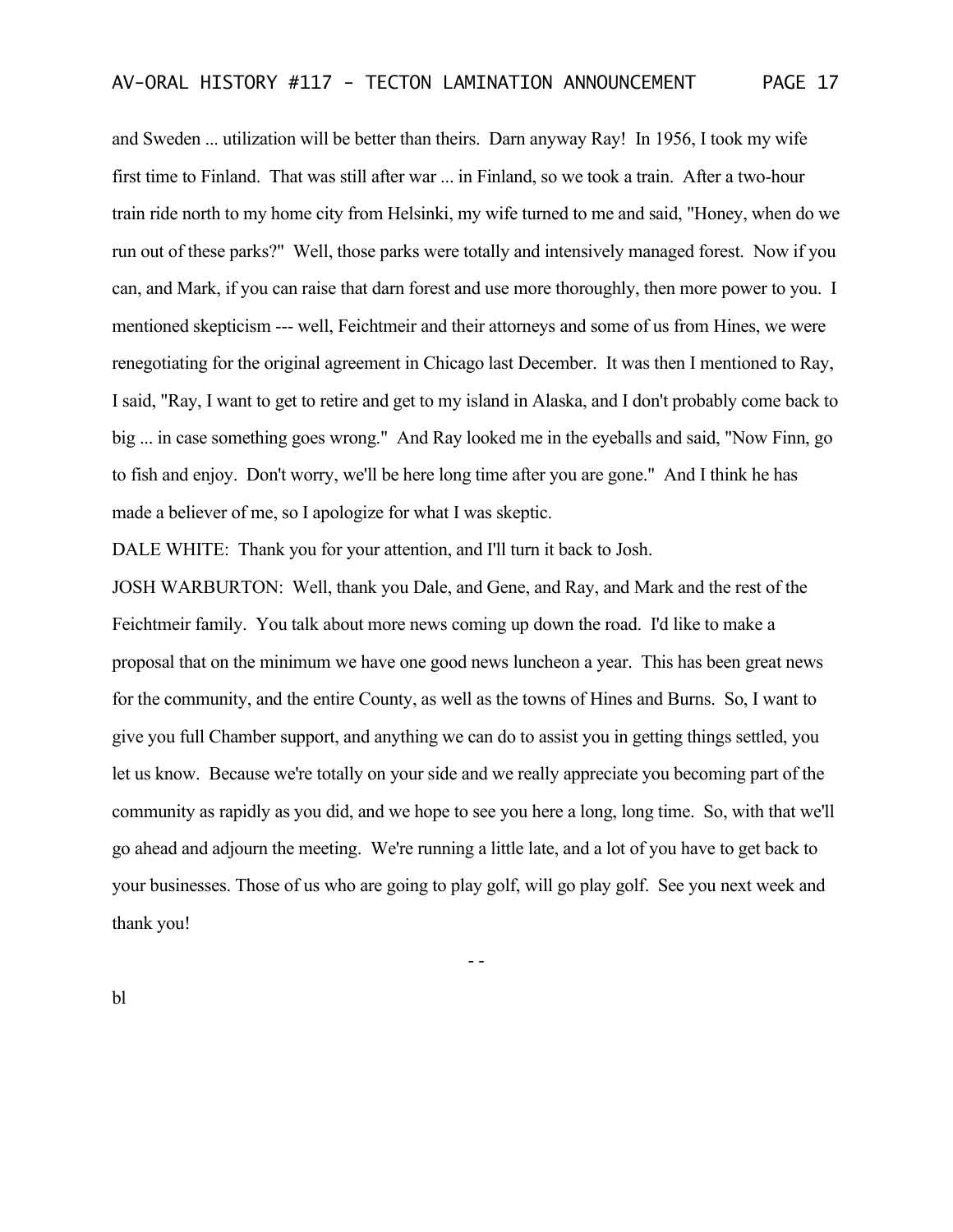and Sweden ... utilization will be better than theirs. Darn anyway Ray! In 1956, I took my wife first time to Finland. That was still after war ... in Finland, so we took a train. After a two-hour train ride north to my home city from Helsinki, my wife turned to me and said, "Honey, when do we run out of these parks?" Well, those parks were totally and intensively managed forest. Now if you can, and Mark, if you can raise that darn forest and use more thoroughly, then more power to you. I mentioned skepticism --- well, Feichtmeir and their attorneys and some of us from Hines, we were renegotiating for the original agreement in Chicago last December. It was then I mentioned to Ray, I said, "Ray, I want to get to retire and get to my island in Alaska, and I don't probably come back to big ... in case something goes wrong." And Ray looked me in the eyeballs and said, "Now Finn, go to fish and enjoy. Don't worry, we'll be here long time after you are gone." And I think he has made a believer of me, so I apologize for what I was skeptic.

DALE WHITE: Thank you for your attention, and I'll turn it back to Josh.

JOSH WARBURTON: Well, thank you Dale, and Gene, and Ray, and Mark and the rest of the Feichtmeir family. You talk about more news coming up down the road. I'd like to make a proposal that on the minimum we have one good news luncheon a year. This has been great news for the community, and the entire County, as well as the towns of Hines and Burns. So, I want to give you full Chamber support, and anything we can do to assist you in getting things settled, you let us know. Because we're totally on your side and we really appreciate you becoming part of the community as rapidly as you did, and we hope to see you here a long, long time. So, with that we'll go ahead and adjourn the meeting. We're running a little late, and a lot of you have to get back to your businesses. Those of us who are going to play golf, will go play golf. See you next week and thank you!

- -

bl